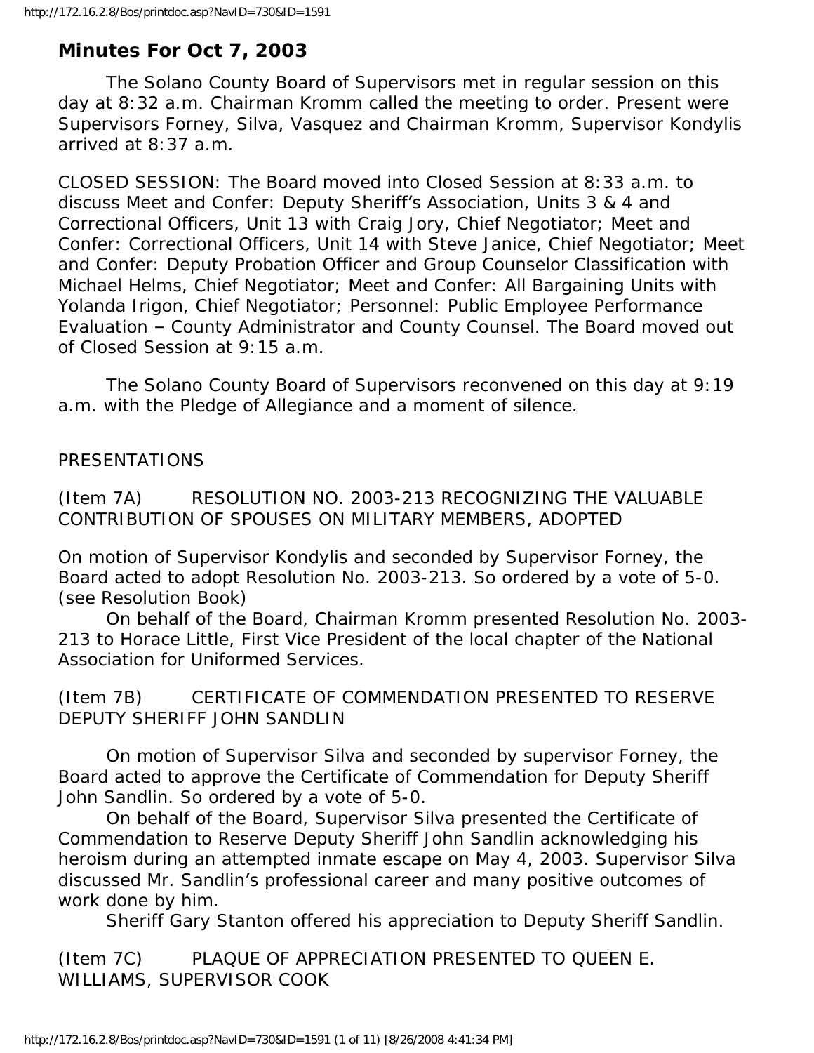# Minutes For Oct 7, 2003

The Solano County Board of Supervisors met in regular session on this day at 8:32 a.m. Chairman Kromm called the meeting to order. Present were Supervisors Forney, Silva, Vasquez and Chairman Kromm, Supervisor Kondylis arrived at 8:37 a.m.

CLOSED SESSION: The Board moved into Closed Session at 8:33 a.m. to discuss Meet and Confer: Deputy Sheriff's Association, Units 3 & 4 and Correctional Officers, Unit 13 with Craig Jory, Chief Negotiator; Meet and Confer: Correctional Officers, Unit 14 with Steve Janice, Chief Negotiator; Meet and Confer: Deputy Probation Officer and Group Counselor Classification with Michael Helms, Chief Negotiator; Meet and Confer: All Bargaining Units with Yolanda Irigon, Chief Negotiator; Personnel: Public Employee Performance Evaluation – County Administrator and County Counsel. The Board moved out of Closed Session at 9:15 a.m.

The Solano County Board of Supervisors reconvened on this day at 9:19 a.m. with the Pledge of Allegiance and a moment of silence.

PRESENTATIONS

(Item 7A) RESOLUTION NO. 2003-213 RECOGNIZING THE VALUABLE CONTRIBUTION OF SPOUSES ON MILITARY MEMBERS, ADOPTED

On motion of Supervisor Kondylis and seconded by Supervisor Forney, the Board acted to adopt Resolution No. 2003-213. So ordered by a vote of 5-0. (see Resolution Book)

On behalf of the Board, Chairman Kromm presented Resolution No. 2003-213 to Horace Little, First Vice President of the local chapter of the National Association for Uniformed Services.

(Item 7B) CERTIFICATE OF COMMENDATION PRESENTED TO RESERVE DEPUTY SHERIFF JOHN SANDLIN

On motion of Supervisor Silva and seconded by supervisor Forney, the Board acted to approve the Certificate of Commendation for Deputy Sheriff John Sandlin. So ordered by a vote of 5-0.

On behalf of the Board, Supervisor Silva presented the Certificate of Commendation to Reserve Deputy Sheriff John Sandlin acknowledging his heroism during an attempted inmate escape on May 4, 2003. Supervisor Silva discussed Mr. Sandlin's professional career and many positive outcomes of work done by him.

Sheriff Gary Stanton offered his appreciation to Deputy Sheriff Sandlin.

(Item 7C) PLAQUE OF APPRECIATION PRESENTED TO QUEEN E. WILLIAMS, SUPERVISOR COOK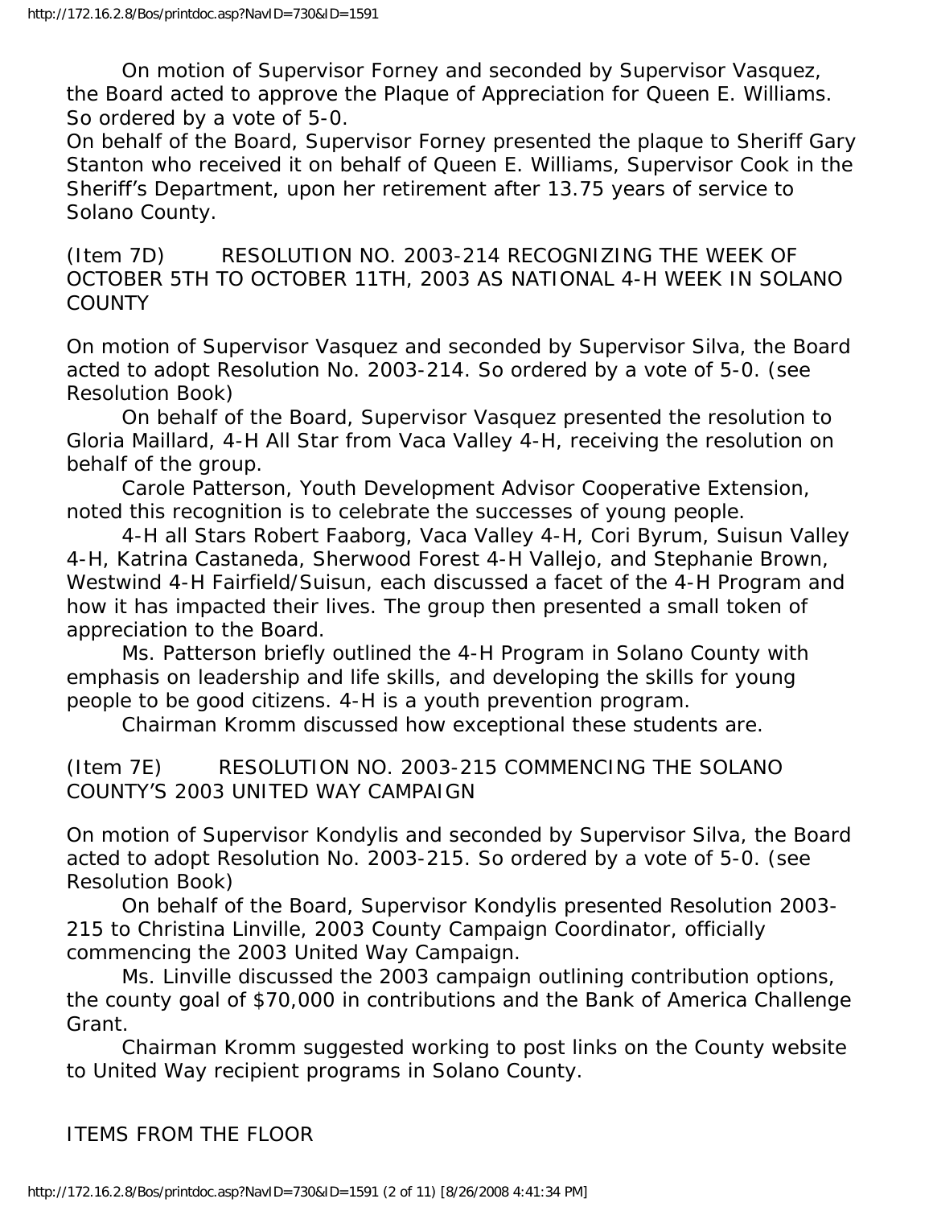On motion of Supervisor Forney and seconded by Supervisor Vasquez, the Board acted to approve the Plaque of Appreciation for Queen E. Williams. So ordered by a vote of 5-0.

On behalf of the Board, Supervisor Forney presented the plaque to Sheriff Gary Stanton who received it on behalf of Queen E. Williams, Supervisor Cook in the Sheriff's Department, upon her retirement after 13.75 years of service to Solano County.

(Item 7D) RESOLUTION NO. 2003-214 RECOGNIZING THE WEEK OF OCTOBER 5TH TO OCTOBER 11TH, 2003 AS NATIONAL 4-H WEEK IN SOLANO COUNTY

On motion of Supervisor Vasquez and seconded by Supervisor Silva, the Board acted to adopt Resolution No. 2003-214. So ordered by a vote of 5-0. (see Resolution Book)

On behalf of the Board, Supervisor Vasquez presented the resolution to Gloria Maillard, 4-H All Star from Vaca Valley 4-H, receiving the resolution on behalf of the group.

Carole Patterson, Youth Development Advisor Cooperative Extension, noted this recognition is to celebrate the successes of young people.

4-H all Stars Robert Faaborg, Vaca Valley 4-H, Cori Byrum, Suisun Valley 4-H, Katrina Castaneda, Sherwood Forest 4-H Vallejo, and Stephanie Brown, Westwind 4-H Fairfield/Suisun, each discussed a facet of the 4-H Program and how it has impacted their lives. The group then presented a small token of appreciation to the Board.

Ms. Patterson briefly outlined the 4-H Program in Solano County with emphasis on leadership and life skills, and developing the skills for young people to be good citizens. 4-H is a youth prevention program.

Chairman Kromm discussed how exceptional these students are.

(Item 7E) RESOLUTION NO. 2003-215 COMMENCING THE SOLANO COUNTY'S 2003 UNITED WAY CAMPAIGN

On motion of Supervisor Kondylis and seconded by Supervisor Silva, the Board acted to adopt Resolution No. 2003-215. So ordered by a vote of 5-0. (see Resolution Book)

On behalf of the Board, Supervisor Kondylis presented Resolution 2003-215 to Christina Linville, 2003 County Campaign Coordinator, officially commencing the 2003 United Way Campaign.

Ms. Linville discussed the 2003 campaign outlining contribution options, the county goal of $70,000 in contributions and the Bank of America Challenge Grant.

Chairman Kromm suggested working to post links on the County website to United Way recipient programs in Solano County.

ITEMS FROM THE FLOOR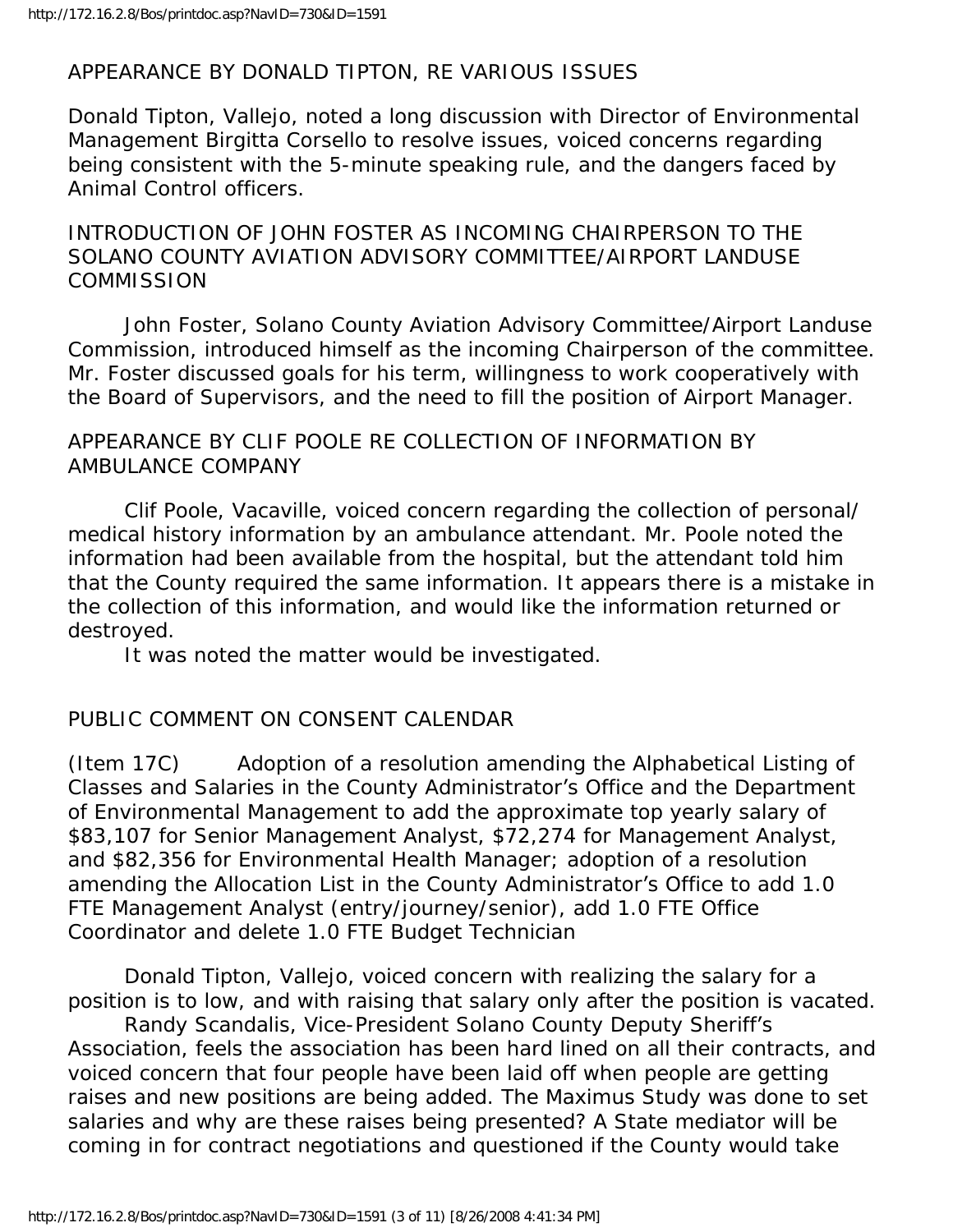APPEARANCE BY DONALD TIPTON, RE VARIOUS ISSUES

Donald Tipton, Vallejo, noted a long discussion with Director of Environmental Management Birgitta Corsello to resolve issues, voiced concerns regarding being consistent with the 5-minute speaking rule, and the dangers faced by Animal Control officers.

INTRODUCTION OF JOHN FOSTER AS INCOMING CHAIRPERSON TO THE SOLANO COUNTY AVIATION ADVISORY COMMITTEE/AIRPORT LANDUSE COMMISSION

John Foster, Solano County Aviation Advisory Committee/Airport Landuse Commission, introduced himself as the incoming Chairperson of the committee. Mr. Foster discussed goals for his term, willingness to work cooperatively with the Board of Supervisors, and the need to fill the position of Airport Manager.

APPEARANCE BY CLIF POOLE RE COLLECTION OF INFORMATION BY AMBULANCE COMPANY

Clif Poole, Vacaville, voiced concern regarding the collection of personal/medical history information by an ambulance attendant. Mr. Poole noted the information had been available from the hospital, but the attendant told him that the County required the same information. It appears there is a mistake in the collection of this information, and would like the information returned or destroyed.

It was noted the matter would be investigated.

PUBLIC COMMENT ON CONSENT CALENDAR

(Item 17C) Adoption of a resolution amending the Alphabetical Listing of Classes and Salaries in the County Administrator's Office and the Department of Environmental Management to add the approximate top yearly salary of $83,107 for Senior Management Analyst, $72,274 for Management Analyst, and $82,356 for Environmental Health Manager; adoption of a resolution amending the Allocation List in the County Administrator's Office to add 1.0 FTE Management Analyst (entry/journey/senior), add 1.0 FTE Office Coordinator and delete 1.0 FTE Budget Technician

Donald Tipton, Vallejo, voiced concern with realizing the salary for a position is to low, and with raising that salary only after the position is vacated.

Randy Scandalis, Vice-President Solano County Deputy Sheriff's Association, feels the association has been hard lined on all their contracts, and voiced concern that four people have been laid off when people are getting raises and new positions are being added. The Maximus Study was done to set salaries and why are these raises being presented? A State mediator will be coming in for contract negotiations and questioned if the County would take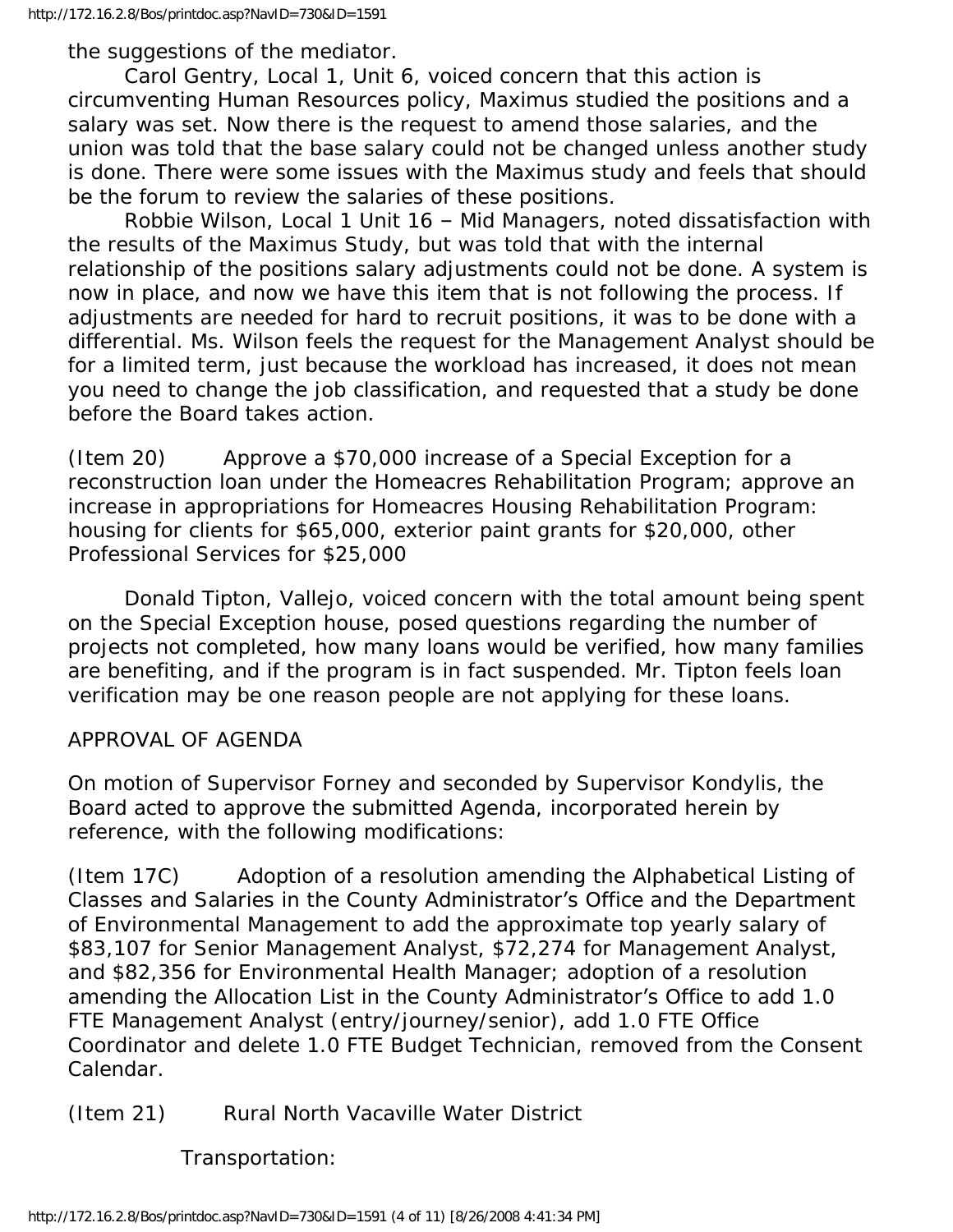the suggestions of the mediator.

Carol Gentry, Local 1, Unit 6, voiced concern that this action is circumventing Human Resources policy, Maximus studied the positions and a salary was set. Now there is the request to amend those salaries, and the union was told that the base salary could not be changed unless another study is done. There were some issues with the Maximus study and feels that should be the forum to review the salaries of these positions.

Robbie Wilson, Local 1 Unit 16 – Mid Managers, noted dissatisfaction with the results of the Maximus Study, but was told that with the internal relationship of the positions salary adjustments could not be done. A system is now in place, and now we have this item that is not following the process. If adjustments are needed for hard to recruit positions, it was to be done with a differential. Ms. Wilson feels the request for the Management Analyst should be for a limited term, just because the workload has increased, it does not mean you need to change the job classification, and requested that a study be done before the Board takes action.

(Item 20) Approve a $70,000 increase of a Special Exception for a reconstruction loan under the Homeacres Rehabilitation Program; approve an increase in appropriations for Homeacres Housing Rehabilitation Program: housing for clients for $65,000, exterior paint grants for $20,000, other Professional Services for $25,000

Donald Tipton, Vallejo, voiced concern with the total amount being spent on the Special Exception house, posed questions regarding the number of projects not completed, how many loans would be verified, how many families are benefiting, and if the program is in fact suspended. Mr. Tipton feels loan verification may be one reason people are not applying for these loans.

APPROVAL OF AGENDA

On motion of Supervisor Forney and seconded by Supervisor Kondylis, the Board acted to approve the submitted Agenda, incorporated herein by reference, with the following modifications:

(Item 17C) Adoption of a resolution amending the Alphabetical Listing of Classes and Salaries in the County Administrator's Office and the Department of Environmental Management to add the approximate top yearly salary of $83,107 for Senior Management Analyst, $72,274 for Management Analyst, and $82,356 for Environmental Health Manager; adoption of a resolution amending the Allocation List in the County Administrator's Office to add 1.0 FTE Management Analyst (entry/journey/senior), add 1.0 FTE Office Coordinator and delete 1.0 FTE Budget Technician, removed from the Consent Calendar.

(Item 21) Rural North Vacaville Water District

Transportation: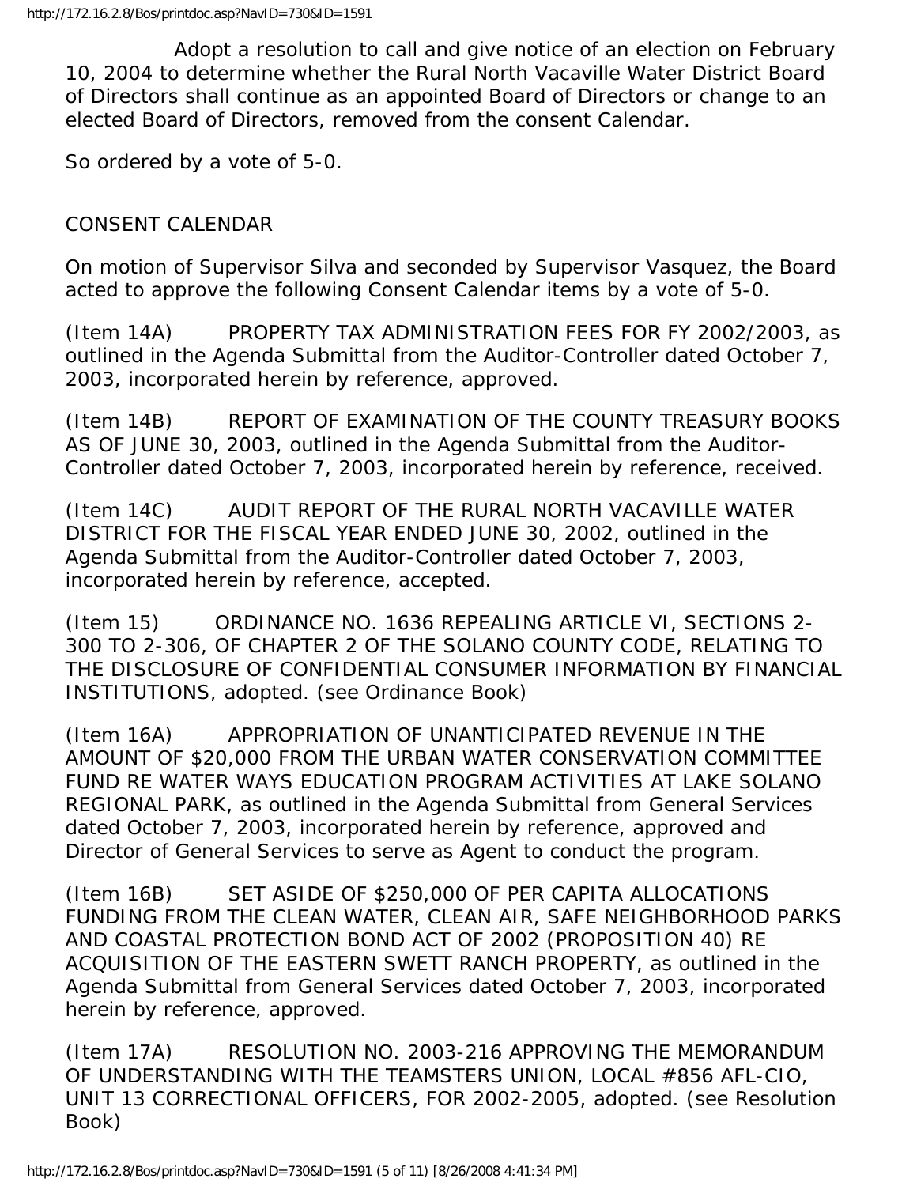Adopt a resolution to call and give notice of an election on February 10, 2004 to determine whether the Rural North Vacaville Water District Board of Directors shall continue as an appointed Board of Directors or change to an elected Board of Directors, removed from the consent Calendar.

So ordered by a vote of 5-0.

CONSENT CALENDAR

On motion of Supervisor Silva and seconded by Supervisor Vasquez, the Board acted to approve the following Consent Calendar items by a vote of 5-0.

(Item 14A) PROPERTY TAX ADMINISTRATION FEES FOR FY 2002/2003, as outlined in the Agenda Submittal from the Auditor-Controller dated October 7, 2003, incorporated herein by reference, approved.

(Item 14B) REPORT OF EXAMINATION OF THE COUNTY TREASURY BOOKS AS OF JUNE 30, 2003, outlined in the Agenda Submittal from the Auditor-Controller dated October 7, 2003, incorporated herein by reference, received.

(Item 14C) AUDIT REPORT OF THE RURAL NORTH VACAVILLE WATER DISTRICT FOR THE FISCAL YEAR ENDED JUNE 30, 2002, outlined in the Agenda Submittal from the Auditor-Controller dated October 7, 2003, incorporated herein by reference, accepted.

(Item 15) ORDINANCE NO. 1636 REPEALING ARTICLE VI, SECTIONS 2-300 TO 2-306, OF CHAPTER 2 OF THE SOLANO COUNTY CODE, RELATING TO THE DISCLOSURE OF CONFIDENTIAL CONSUMER INFORMATION BY FINANCIAL INSTITUTIONS, adopted. (see Ordinance Book)

(Item 16A) APPROPRIATION OF UNANTICIPATED REVENUE IN THE AMOUNT OF $20,000 FROM THE URBAN WATER CONSERVATION COMMITTEE FUND RE WATER WAYS EDUCATION PROGRAM ACTIVITIES AT LAKE SOLANO REGIONAL PARK, as outlined in the Agenda Submittal from General Services dated October 7, 2003, incorporated herein by reference, approved and Director of General Services to serve as Agent to conduct the program.

(Item 16B) SET ASIDE OF $250,000 OF PER CAPITA ALLOCATIONS FUNDING FROM THE CLEAN WATER, CLEAN AIR, SAFE NEIGHBORHOOD PARKS AND COASTAL PROTECTION BOND ACT OF 2002 (PROPOSITION 40) RE ACQUISITION OF THE EASTERN SWETT RANCH PROPERTY, as outlined in the Agenda Submittal from General Services dated October 7, 2003, incorporated herein by reference, approved.

(Item 17A) RESOLUTION NO. 2003-216 APPROVING THE MEMORANDUM OF UNDERSTANDING WITH THE TEAMSTERS UNION, LOCAL #856 AFL-CIO, UNIT 13 CORRECTIONAL OFFICERS, FOR 2002-2005, adopted. (see Resolution Book)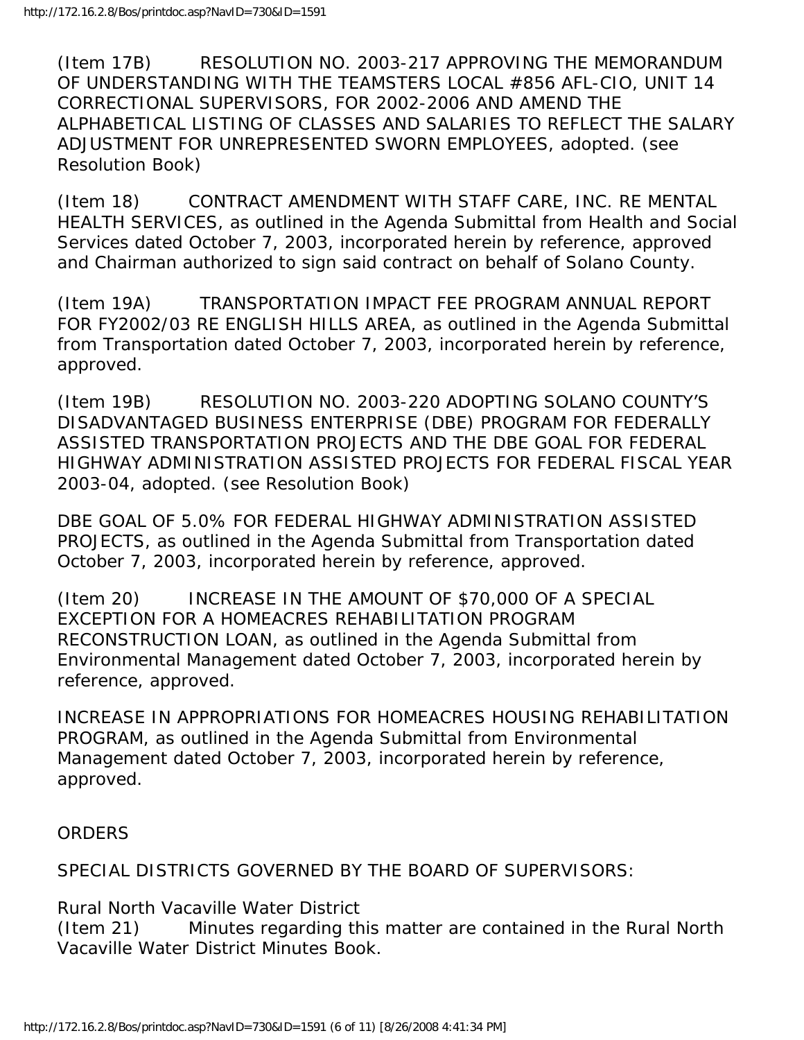(Item 17B) RESOLUTION NO. 2003-217 APPROVING THE MEMORANDUM OF UNDERSTANDING WITH THE TEAMSTERS LOCAL #856 AFL-CIO, UNIT 14 CORRECTIONAL SUPERVISORS, FOR 2002-2006 AND AMEND THE ALPHABETICAL LISTING OF CLASSES AND SALARIES TO REFLECT THE SALARY ADJUSTMENT FOR UNREPRESENTED SWORN EMPLOYEES, adopted. (see Resolution Book)

(Item 18) CONTRACT AMENDMENT WITH STAFF CARE, INC. RE MENTAL HEALTH SERVICES, as outlined in the Agenda Submittal from Health and Social Services dated October 7, 2003, incorporated herein by reference, approved and Chairman authorized to sign said contract on behalf of Solano County.

(Item 19A) TRANSPORTATION IMPACT FEE PROGRAM ANNUAL REPORT FOR FY2002/03 RE ENGLISH HILLS AREA, as outlined in the Agenda Submittal from Transportation dated October 7, 2003, incorporated herein by reference, approved.

(Item 19B) RESOLUTION NO. 2003-220 ADOPTING SOLANO COUNTY'S DISADVANTAGED BUSINESS ENTERPRISE (DBE) PROGRAM FOR FEDERALLY ASSISTED TRANSPORTATION PROJECTS AND THE DBE GOAL FOR FEDERAL HIGHWAY ADMINISTRATION ASSISTED PROJECTS FOR FEDERAL FISCAL YEAR 2003-04, adopted. (see Resolution Book)

DBE GOAL OF 5.0% FOR FEDERAL HIGHWAY ADMINISTRATION ASSISTED PROJECTS, as outlined in the Agenda Submittal from Transportation dated October 7, 2003, incorporated herein by reference, approved.

(Item 20) INCREASE IN THE AMOUNT OF $70,000 OF A SPECIAL EXCEPTION FOR A HOMEACRES REHABILITATION PROGRAM RECONSTRUCTION LOAN, as outlined in the Agenda Submittal from Environmental Management dated October 7, 2003, incorporated herein by reference, approved.

INCREASE IN APPROPRIATIONS FOR HOMEACRES HOUSING REHABILITATION PROGRAM, as outlined in the Agenda Submittal from Environmental Management dated October 7, 2003, incorporated herein by reference, approved.

ORDERS

SPECIAL DISTRICTS GOVERNED BY THE BOARD OF SUPERVISORS:

Rural North Vacaville Water District
(Item 21) Minutes regarding this matter are contained in the Rural North Vacaville Water District Minutes Book.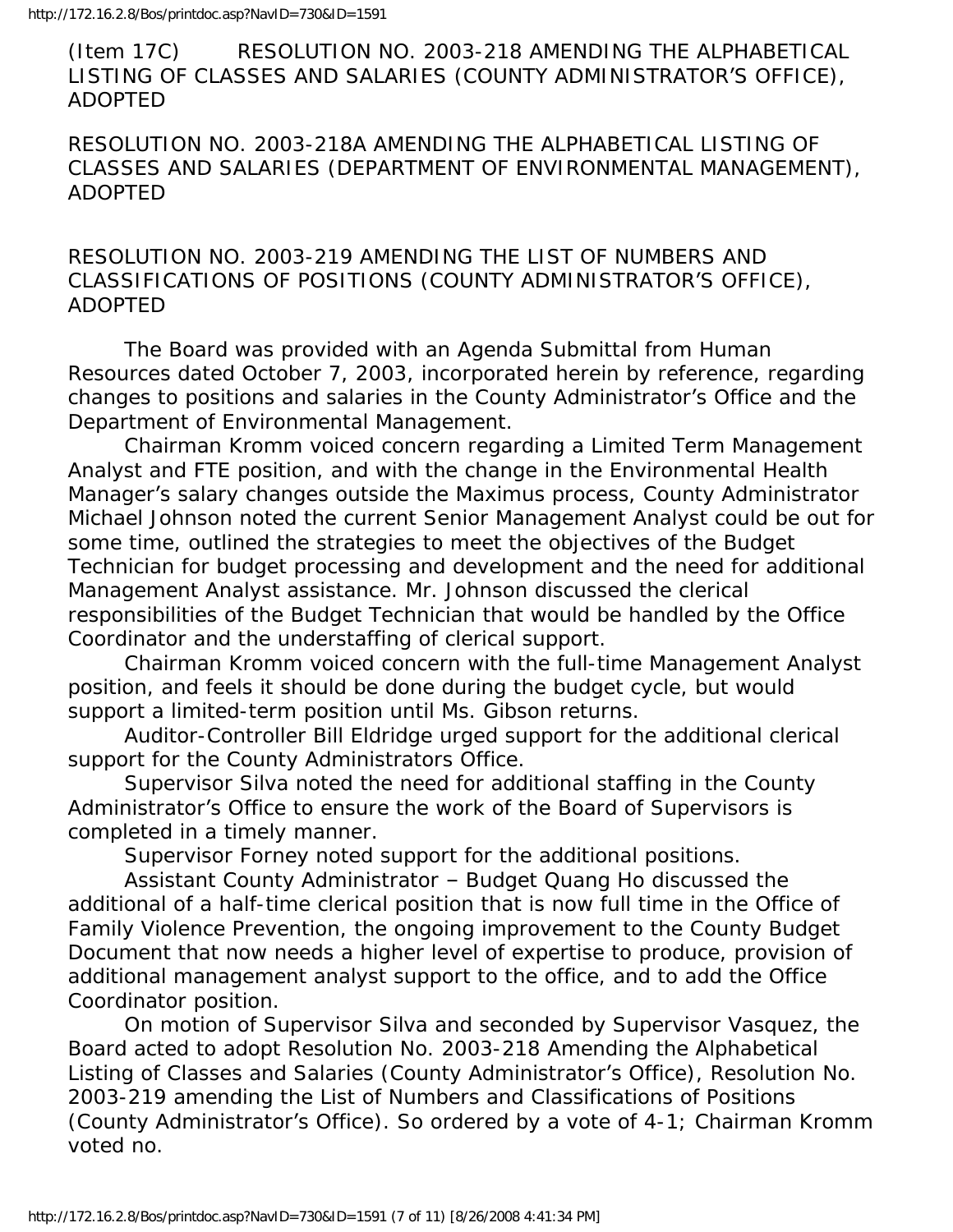(Item 17C) RESOLUTION NO. 2003-218 AMENDING THE ALPHABETICAL LISTING OF CLASSES AND SALARIES (COUNTY ADMINISTRATOR'S OFFICE), ADOPTED

RESOLUTION NO. 2003-218A AMENDING THE ALPHABETICAL LISTING OF CLASSES AND SALARIES (DEPARTMENT OF ENVIRONMENTAL MANAGEMENT), ADOPTED

RESOLUTION NO. 2003-219 AMENDING THE LIST OF NUMBERS AND CLASSIFICATIONS OF POSITIONS (COUNTY ADMINISTRATOR'S OFFICE), ADOPTED

The Board was provided with an Agenda Submittal from Human Resources dated October 7, 2003, incorporated herein by reference, regarding changes to positions and salaries in the County Administrator's Office and the Department of Environmental Management.

Chairman Kromm voiced concern regarding a Limited Term Management Analyst and FTE position, and with the change in the Environmental Health Manager's salary changes outside the Maximus process, County Administrator Michael Johnson noted the current Senior Management Analyst could be out for some time, outlined the strategies to meet the objectives of the Budget Technician for budget processing and development and the need for additional Management Analyst assistance. Mr. Johnson discussed the clerical responsibilities of the Budget Technician that would be handled by the Office Coordinator and the understaffing of clerical support.

Chairman Kromm voiced concern with the full-time Management Analyst position, and feels it should be done during the budget cycle, but would support a limited-term position until Ms. Gibson returns.

Auditor-Controller Bill Eldridge urged support for the additional clerical support for the County Administrators Office.

Supervisor Silva noted the need for additional staffing in the County Administrator's Office to ensure the work of the Board of Supervisors is completed in a timely manner.

Supervisor Forney noted support for the additional positions.

Assistant County Administrator – Budget Quang Ho discussed the additional of a half-time clerical position that is now full time in the Office of Family Violence Prevention, the ongoing improvement to the County Budget Document that now needs a higher level of expertise to produce, provision of additional management analyst support to the office, and to add the Office Coordinator position.

On motion of Supervisor Silva and seconded by Supervisor Vasquez, the Board acted to adopt Resolution No. 2003-218 Amending the Alphabetical Listing of Classes and Salaries (County Administrator's Office), Resolution No. 2003-219 amending the List of Numbers and Classifications of Positions (County Administrator's Office). So ordered by a vote of 4-1; Chairman Kromm voted no.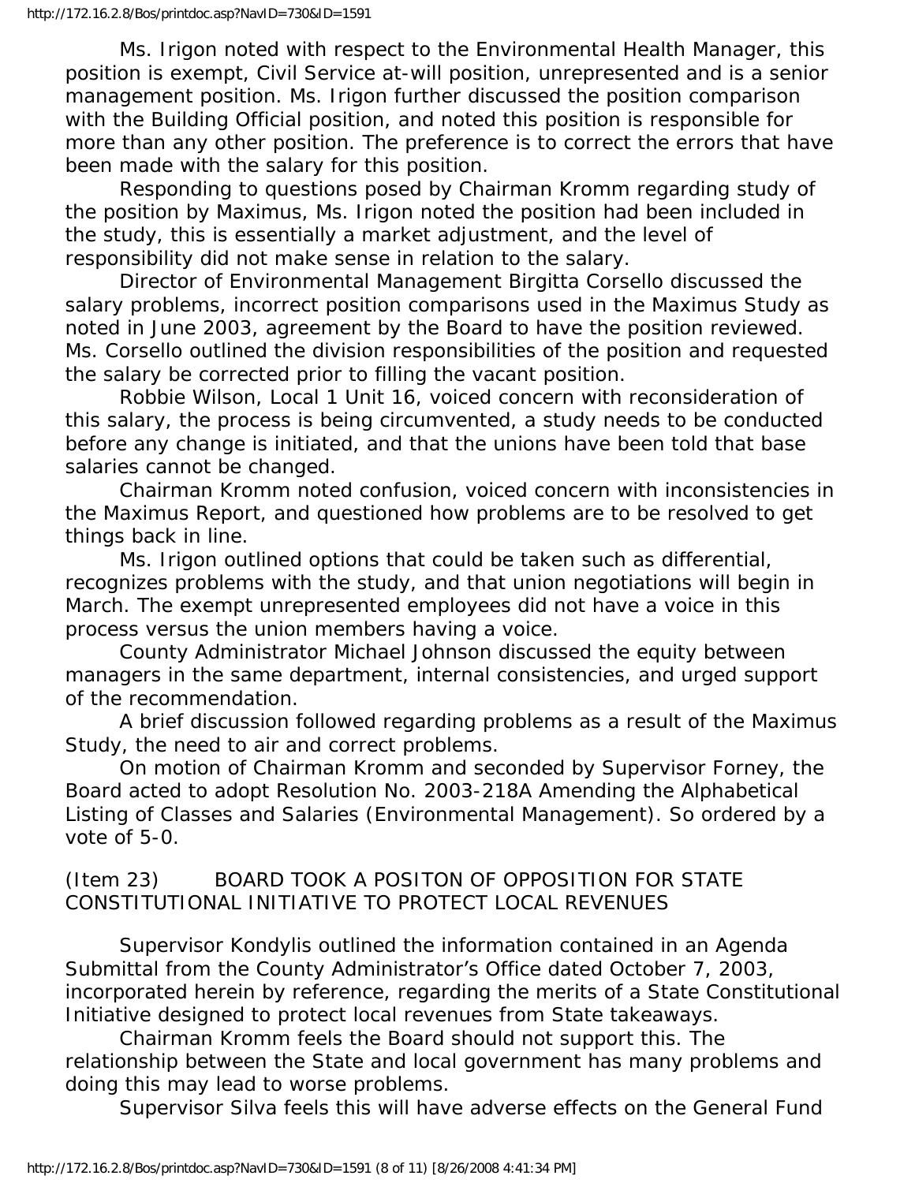Ms. Irigon noted with respect to the Environmental Health Manager, this position is exempt, Civil Service at-will position, unrepresented and is a senior management position. Ms. Irigon further discussed the position comparison with the Building Official position, and noted this position is responsible for more than any other position. The preference is to correct the errors that have been made with the salary for this position.

Responding to questions posed by Chairman Kromm regarding study of the position by Maximus, Ms. Irigon noted the position had been included in the study, this is essentially a market adjustment, and the level of responsibility did not make sense in relation to the salary.

Director of Environmental Management Birgitta Corsello discussed the salary problems, incorrect position comparisons used in the Maximus Study as noted in June 2003, agreement by the Board to have the position reviewed. Ms. Corsello outlined the division responsibilities of the position and requested the salary be corrected prior to filling the vacant position.

Robbie Wilson, Local 1 Unit 16, voiced concern with reconsideration of this salary, the process is being circumvented, a study needs to be conducted before any change is initiated, and that the unions have been told that base salaries cannot be changed.

Chairman Kromm noted confusion, voiced concern with inconsistencies in the Maximus Report, and questioned how problems are to be resolved to get things back in line.

Ms. Irigon outlined options that could be taken such as differential, recognizes problems with the study, and that union negotiations will begin in March. The exempt unrepresented employees did not have a voice in this process versus the union members having a voice.

County Administrator Michael Johnson discussed the equity between managers in the same department, internal consistencies, and urged support of the recommendation.

A brief discussion followed regarding problems as a result of the Maximus Study, the need to air and correct problems.

On motion of Chairman Kromm and seconded by Supervisor Forney, the Board acted to adopt Resolution No. 2003-218A Amending the Alphabetical Listing of Classes and Salaries (Environmental Management). So ordered by a vote of 5-0.

(Item 23) BOARD TOOK A POSITON OF OPPOSITION FOR STATE CONSTITUTIONAL INITIATIVE TO PROTECT LOCAL REVENUES

Supervisor Kondylis outlined the information contained in an Agenda Submittal from the County Administrator's Office dated October 7, 2003, incorporated herein by reference, regarding the merits of a State Constitutional Initiative designed to protect local revenues from State takeaways.

Chairman Kromm feels the Board should not support this. The relationship between the State and local government has many problems and doing this may lead to worse problems.

Supervisor Silva feels this will have adverse effects on the General Fund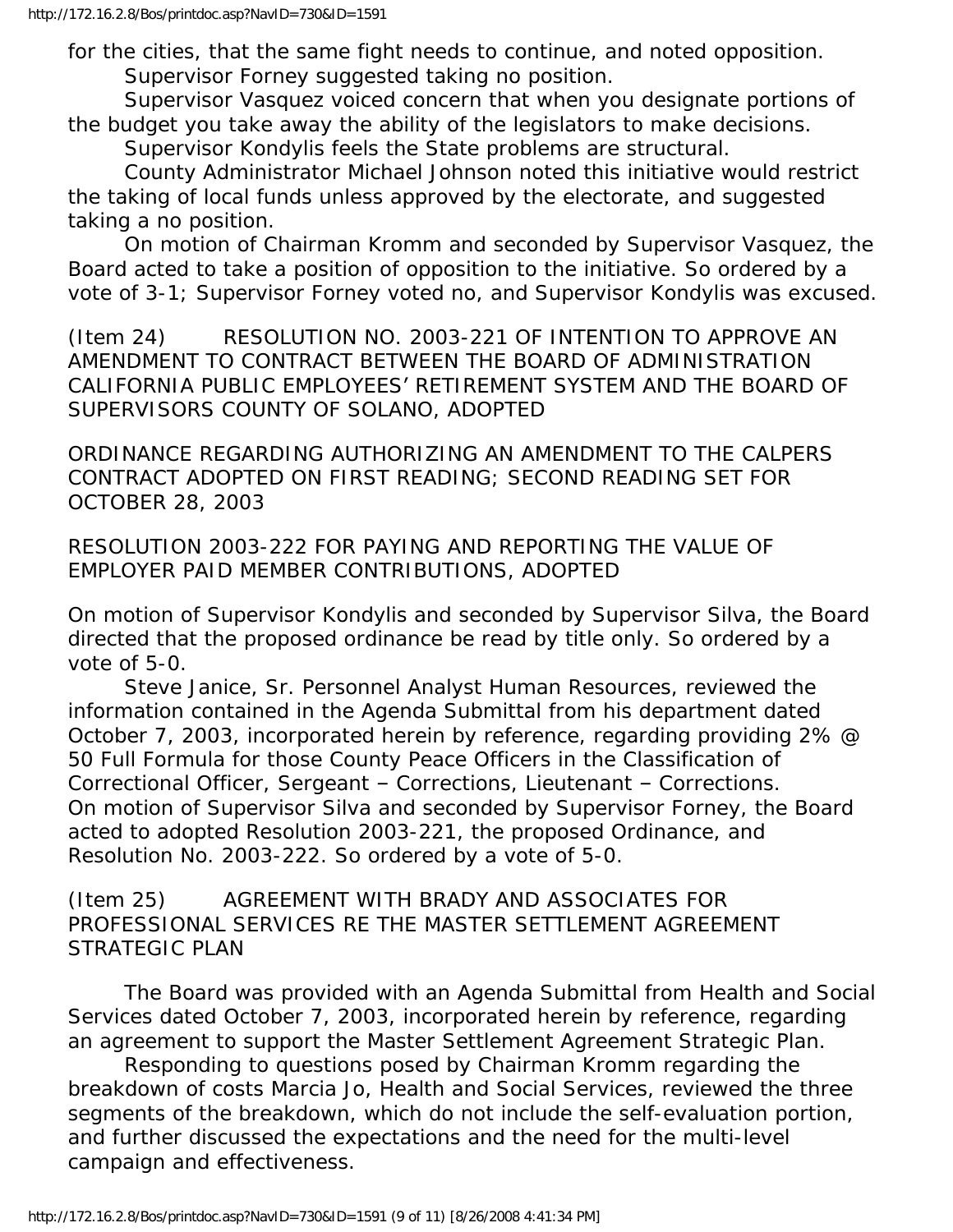for the cities, that the same fight needs to continue, and noted opposition.

Supervisor Forney suggested taking no position.

Supervisor Vasquez voiced concern that when you designate portions of the budget you take away the ability of the legislators to make decisions.

Supervisor Kondylis feels the State problems are structural.

County Administrator Michael Johnson noted this initiative would restrict the taking of local funds unless approved by the electorate, and suggested taking a no position.

On motion of Chairman Kromm and seconded by Supervisor Vasquez, the Board acted to take a position of opposition to the initiative. So ordered by a vote of 3-1; Supervisor Forney voted no, and Supervisor Kondylis was excused.

(Item 24) RESOLUTION NO. 2003-221 OF INTENTION TO APPROVE AN AMENDMENT TO CONTRACT BETWEEN THE BOARD OF ADMINISTRATION CALIFORNIA PUBLIC EMPLOYEES' RETIREMENT SYSTEM AND THE BOARD OF SUPERVISORS COUNTY OF SOLANO, ADOPTED

ORDINANCE REGARDING AUTHORIZING AN AMENDMENT TO THE CALPERS CONTRACT ADOPTED ON FIRST READING; SECOND READING SET FOR OCTOBER 28, 2003

RESOLUTION 2003-222 FOR PAYING AND REPORTING THE VALUE OF EMPLOYER PAID MEMBER CONTRIBUTIONS, ADOPTED

On motion of Supervisor Kondylis and seconded by Supervisor Silva, the Board directed that the proposed ordinance be read by title only. So ordered by a vote of 5-0.

Steve Janice, Sr. Personnel Analyst Human Resources, reviewed the information contained in the Agenda Submittal from his department dated October 7, 2003, incorporated herein by reference, regarding providing 2% @ 50 Full Formula for those County Peace Officers in the Classification of Correctional Officer, Sergeant – Corrections, Lieutenant – Corrections. On motion of Supervisor Silva and seconded by Supervisor Forney, the Board acted to adopted Resolution 2003-221, the proposed Ordinance, and Resolution No. 2003-222. So ordered by a vote of 5-0.

(Item 25) AGREEMENT WITH BRADY AND ASSOCIATES FOR PROFESSIONAL SERVICES RE THE MASTER SETTLEMENT AGREEMENT STRATEGIC PLAN

The Board was provided with an Agenda Submittal from Health and Social Services dated October 7, 2003, incorporated herein by reference, regarding an agreement to support the Master Settlement Agreement Strategic Plan.

Responding to questions posed by Chairman Kromm regarding the breakdown of costs Marcia Jo, Health and Social Services, reviewed the three segments of the breakdown, which do not include the self-evaluation portion, and further discussed the expectations and the need for the multi-level campaign and effectiveness.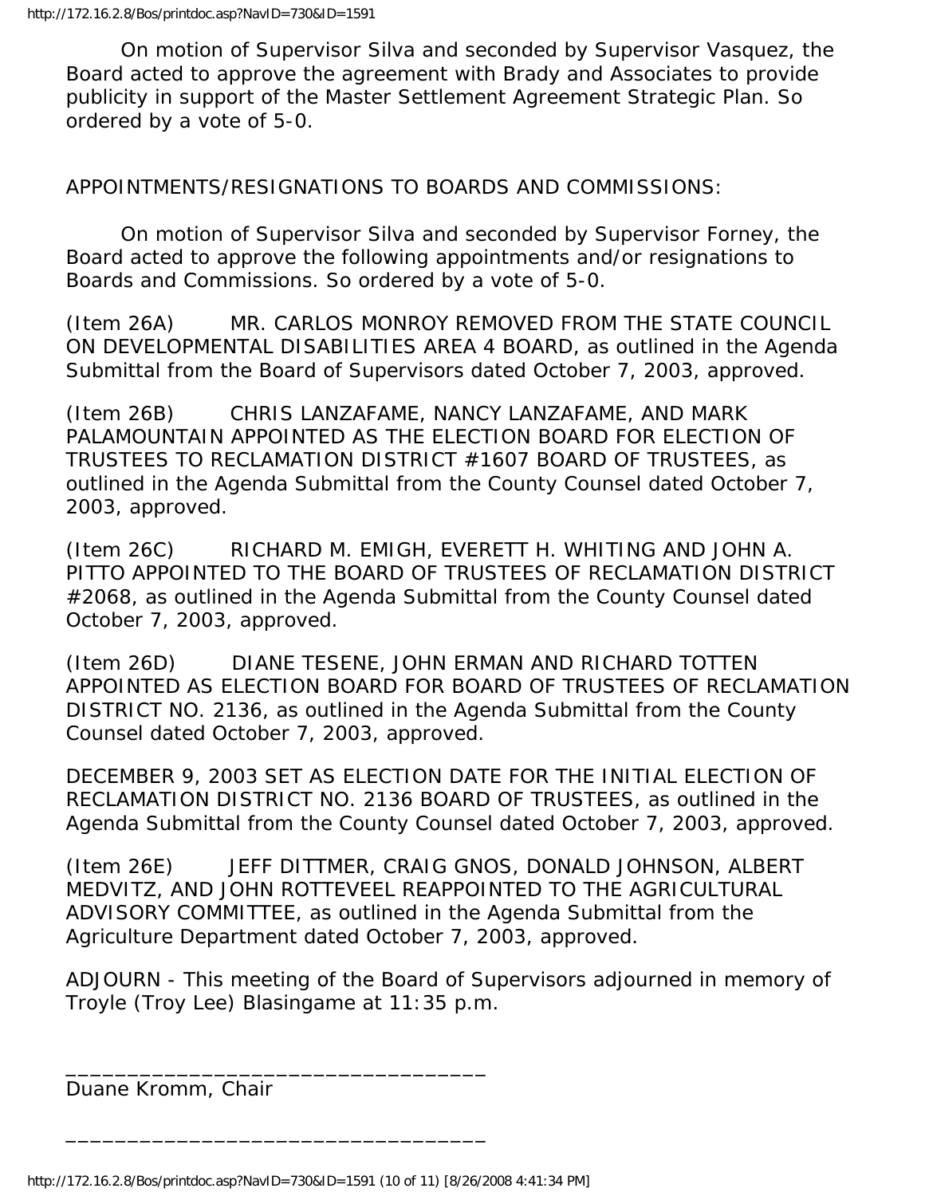On motion of Supervisor Silva and seconded by Supervisor Vasquez, the Board acted to approve the agreement with Brady and Associates to provide publicity in support of the Master Settlement Agreement Strategic Plan. So ordered by a vote of 5-0.

APPOINTMENTS/RESIGNATIONS TO BOARDS AND COMMISSIONS:

On motion of Supervisor Silva and seconded by Supervisor Forney, the Board acted to approve the following appointments and/or resignations to Boards and Commissions. So ordered by a vote of 5-0.

(Item 26A) MR. CARLOS MONROY REMOVED FROM THE STATE COUNCIL ON DEVELOPMENTAL DISABILITIES AREA 4 BOARD, as outlined in the Agenda Submittal from the Board of Supervisors dated October 7, 2003, approved.

(Item 26B) CHRIS LANZAFAME, NANCY LANZAFAME, AND MARK PALAMOUNTAIN APPOINTED AS THE ELECTION BOARD FOR ELECTION OF TRUSTEES TO RECLAMATION DISTRICT #1607 BOARD OF TRUSTEES, as outlined in the Agenda Submittal from the County Counsel dated October 7, 2003, approved.

(Item 26C) RICHARD M. EMIGH, EVERETT H. WHITING AND JOHN A. PITTO APPOINTED TO THE BOARD OF TRUSTEES OF RECLAMATION DISTRICT #2068, as outlined in the Agenda Submittal from the County Counsel dated October 7, 2003, approved.

(Item 26D) DIANE TESENE, JOHN ERMAN AND RICHARD TOTTEN APPOINTED AS ELECTION BOARD FOR BOARD OF TRUSTEES OF RECLAMATION DISTRICT NO. 2136, as outlined in the Agenda Submittal from the County Counsel dated October 7, 2003, approved.

DECEMBER 9, 2003 SET AS ELECTION DATE FOR THE INITIAL ELECTION OF RECLAMATION DISTRICT NO. 2136 BOARD OF TRUSTEES, as outlined in the Agenda Submittal from the County Counsel dated October 7, 2003, approved.

(Item 26E) JEFF DITTMER, CRAIG GNOS, DONALD JOHNSON, ALBERT MEDVITZ, AND JOHN ROTTEVEEL REAPPOINTED TO THE AGRICULTURAL ADVISORY COMMITTEE, as outlined in the Agenda Submittal from the Agriculture Department dated October 7, 2003, approved.

ADJOURN - This meeting of the Board of Supervisors adjourned in memory of Troyle (Troy Lee) Blasingame at 11:35 p.m.

_________________________________
Duane Kromm, Chair

_________________________________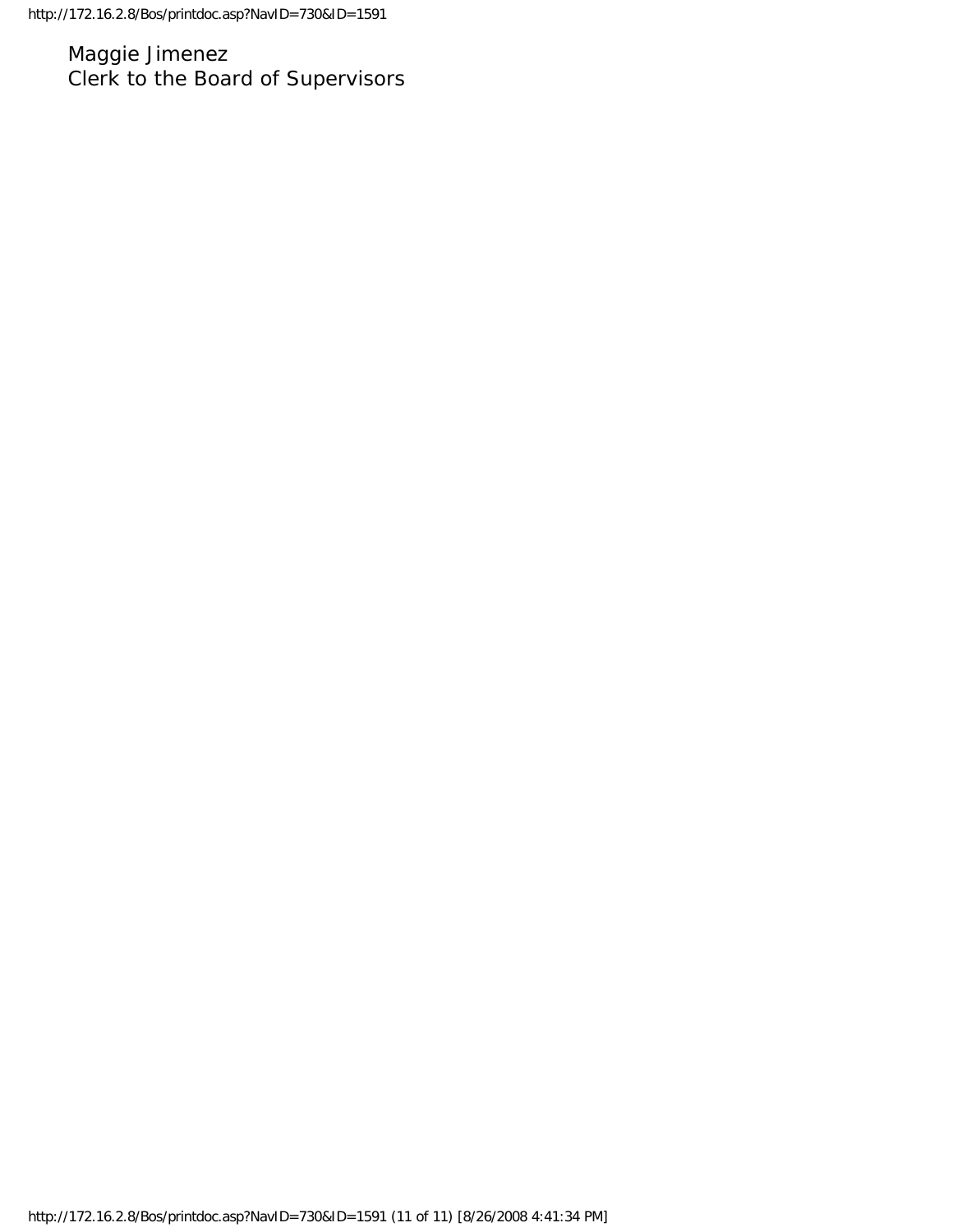Maggie Jimenez
Clerk to the Board of Supervisors